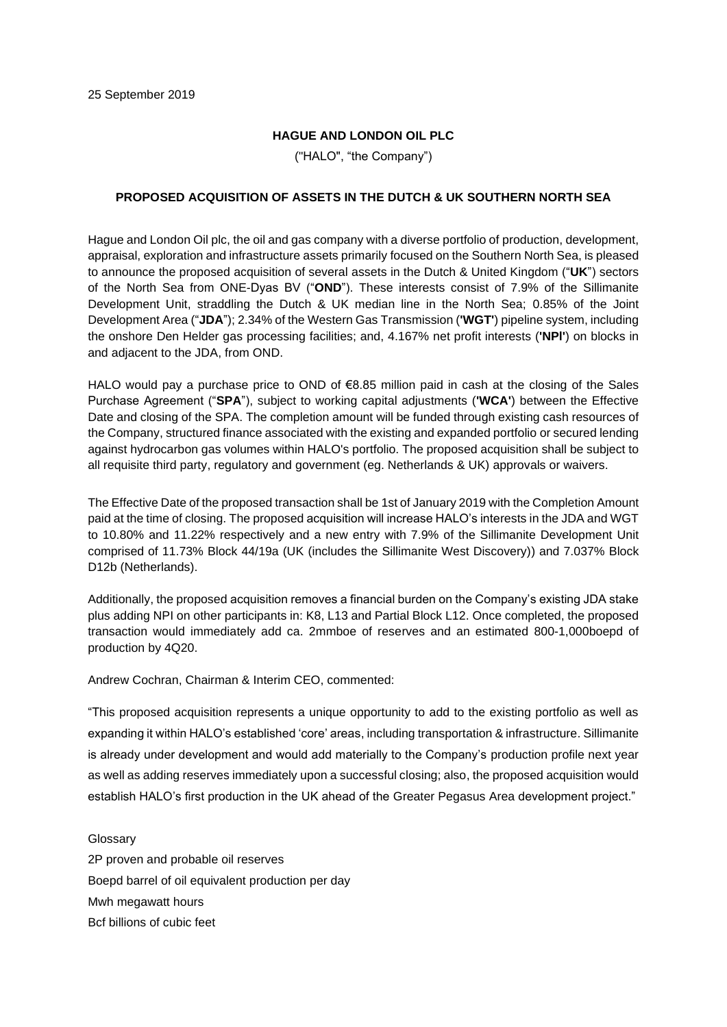25 September 2019

**HAGUE AND LONDON OIL PLC**

("HALO", "the Company")

**PROPOSED ACQUISITION OF ASSETS IN THE DUTCH & UK SOUTHERN NORTH SEA**

Hague and London Oil plc, the oil and gas company with a diverse portfolio of production, development, appraisal, exploration and infrastructure assets primarily focused on the Southern North Sea, is pleased to announce the proposed acquisition of several assets in the Dutch & United Kingdom ("**UK**") sectors of the North Sea from ONE-Dyas BV ("**OND**"). These interests consist of 7.9% of the Sillimanite Development Unit, straddling the Dutch & UK median line in the North Sea; 0.85% of the Joint Development Area ("**JDA**"); 2.34% of the Western Gas Transmission ('**WGT**') pipeline system, including the onshore Den Helder gas processing facilities; and, 4.167% net profit interests ('**NPI**') on blocks in and adjacent to the JDA, from OND.

HALO would pay a purchase price to OND of €8.85 million paid in cash at the closing of the Sales Purchase Agreement ("**SPA**"), subject to working capital adjustments ('**WCA**') between the Effective Date and closing of the SPA. The completion amount will be funded through existing cash resources of the Company, structured finance associated with the existing and expanded portfolio or secured lending against hydrocarbon gas volumes within HALO's portfolio. The proposed acquisition shall be subject to all requisite third party, regulatory and government (eg. Netherlands & UK) approvals or waivers.

The Effective Date of the proposed transaction shall be 1st of January 2019 with the Completion Amount paid at the time of closing. The proposed acquisition will increase HALO's interests in the JDA and WGT to 10.80% and 11.22% respectively and a new entry with 7.9% of the Sillimanite Development Unit comprised of 11.73% Block 44/19a (UK (includes the Sillimanite West Discovery)) and 7.037% Block D12b (Netherlands).

Additionally, the proposed acquisition removes a financial burden on the Company's existing JDA stake plus adding NPI on other participants in: K8, L13 and Partial Block L12. Once completed, the proposed transaction would immediately add ca. 2mmboe of reserves and an estimated 800-1,000boepd of production by 4Q20.

Andrew Cochran, Chairman & Interim CEO, commented:

"This proposed acquisition represents a unique opportunity to add to the existing portfolio as well as expanding it within HALO's established 'core' areas, including transportation & infrastructure. Sillimanite is already under development and would add materially to the Company's production profile next year as well as adding reserves immediately upon a successful closing; also, the proposed acquisition would establish HALO's first production in the UK ahead of the Greater Pegasus Area development project."

Glossary

2P proven and probable oil reserves

Boepd barrel of oil equivalent production per day

Mwh megawatt hours

Bcf billions of cubic feet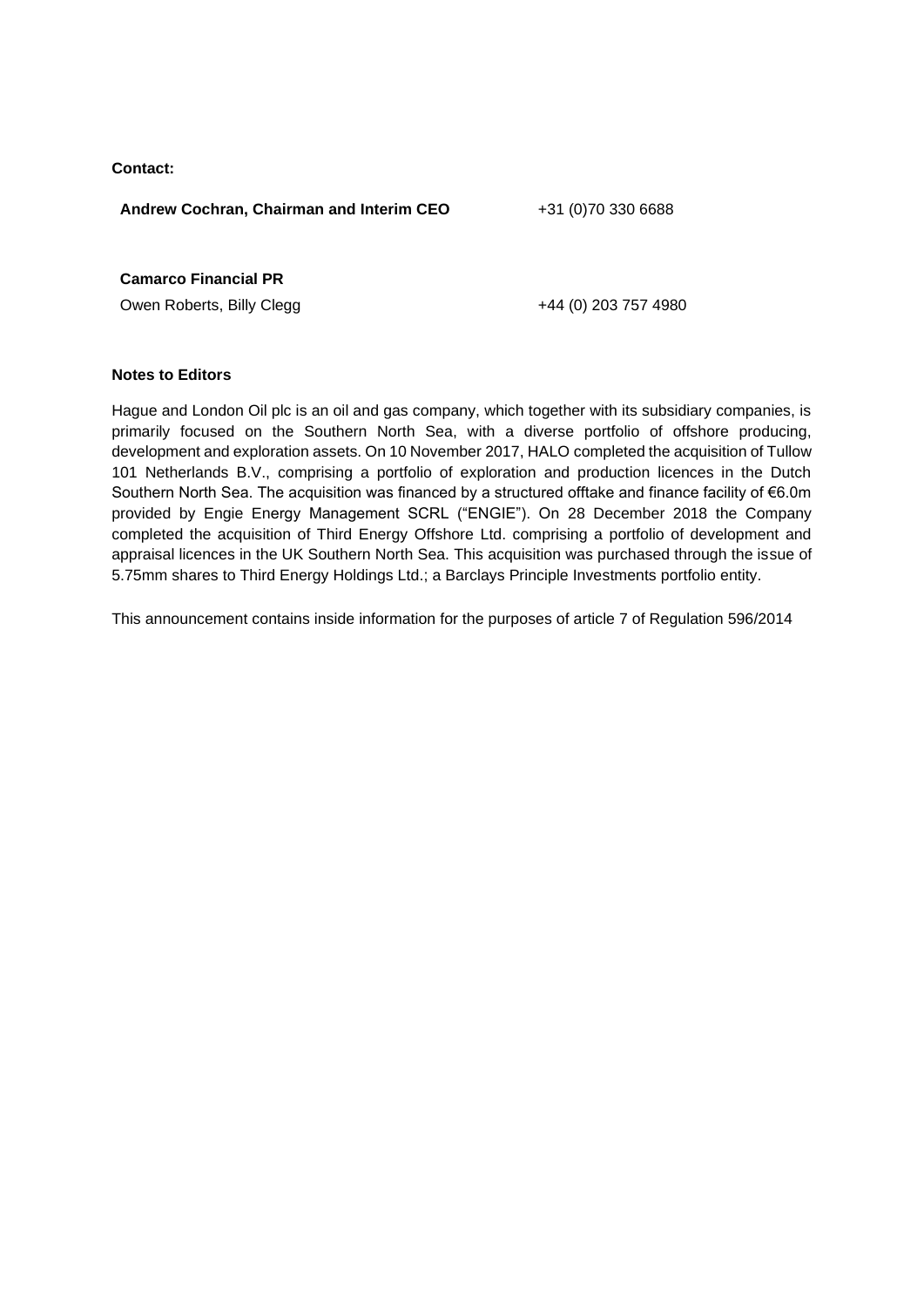**Contact:**

| | |
|---|---|
| **Andrew Cochran, Chairman and Interim CEO** | +31 (0)70 330 6688 |
| **Camarco Financial PR** | |
| Owen Roberts, Billy Clegg | +44 (0) 203 757 4980 |

**Notes to Editors**

Hague and London Oil plc is an oil and gas company, which together with its subsidiary companies, is primarily focused on the Southern North Sea, with a diverse portfolio of offshore producing, development and exploration assets. On 10 November 2017, HALO completed the acquisition of Tullow 101 Netherlands B.V., comprising a portfolio of exploration and production licences in the Dutch Southern North Sea. The acquisition was financed by a structured offtake and finance facility of €6.0m provided by Engie Energy Management SCRL ("ENGIE"). On 28 December 2018 the Company completed the acquisition of Third Energy Offshore Ltd. comprising a portfolio of development and appraisal licences in the UK Southern North Sea. This acquisition was purchased through the issue of 5.75mm shares to Third Energy Holdings Ltd.; a Barclays Principle Investments portfolio entity.

This announcement contains inside information for the purposes of article 7 of Regulation 596/2014